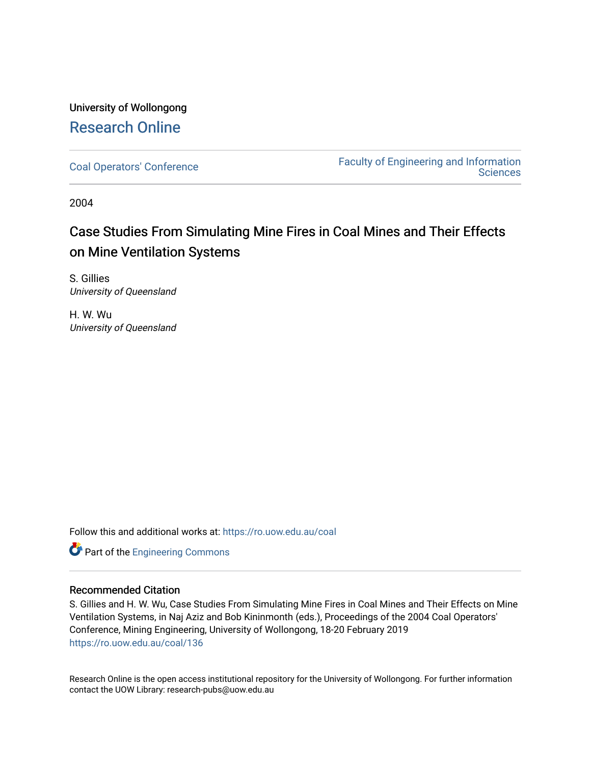University of Wollongong

## Research Online

Coal Operators' Conference | Faculty of Engineering and Information Sciences

2004

# Case Studies From Simulating Mine Fires in Coal Mines and Their Effects on Mine Ventilation Systems

S. Gillies
*University of Queensland*

H. W. Wu
*University of Queensland*

Follow this and additional works at: https://ro.uow.edu.au/coal

Part of the Engineering Commons

### Recommended Citation

S. Gillies and H. W. Wu, Case Studies From Simulating Mine Fires in Coal Mines and Their Effects on Mine Ventilation Systems, in Naj Aziz and Bob Kininmonth (eds.), Proceedings of the 2004 Coal Operators' Conference, Mining Engineering, University of Wollongong, 18-20 February 2019
https://ro.uow.edu.au/coal/136

Research Online is the open access institutional repository for the University of Wollongong. For further information contact the UOW Library: research-pubs@uow.edu.au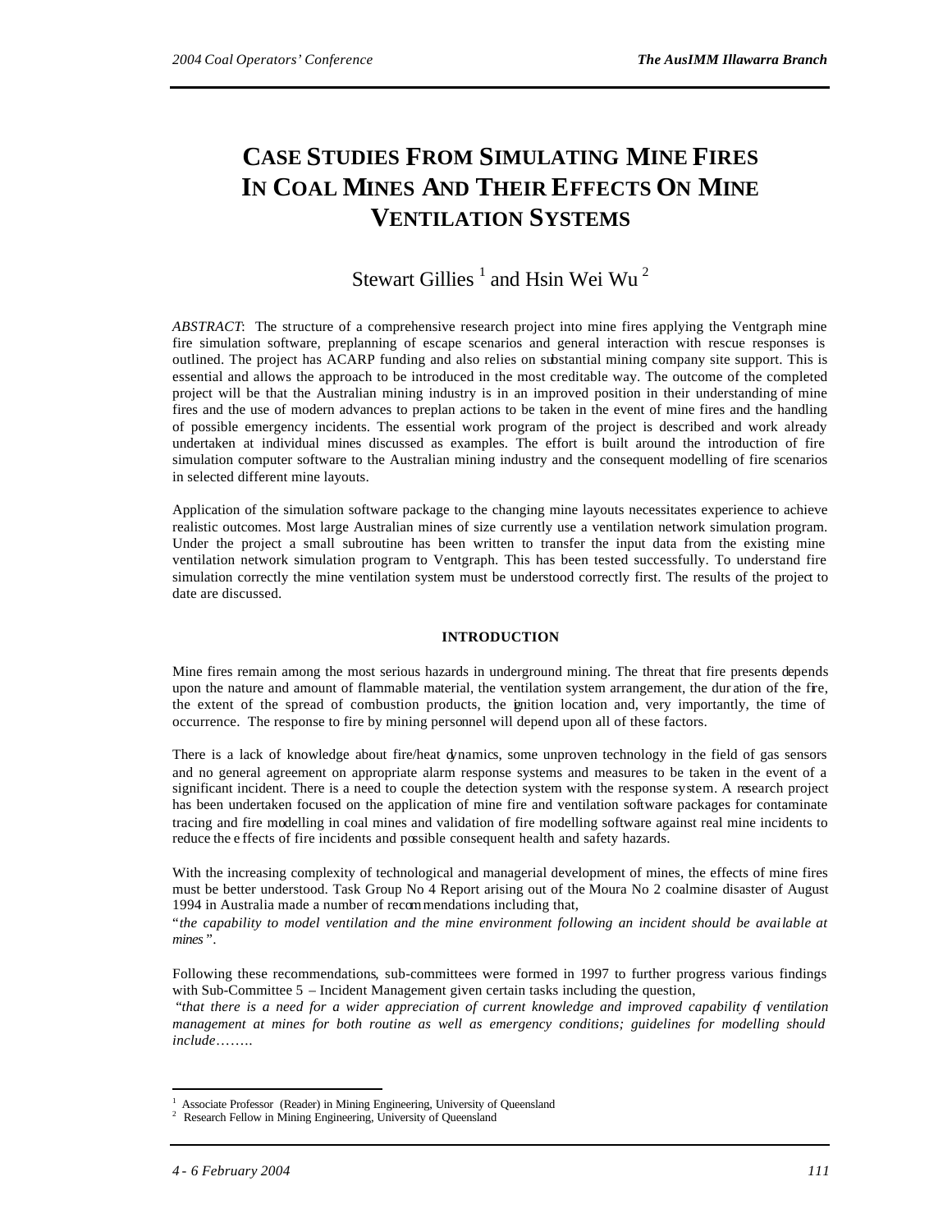#  CASE STUDIES FROM SIMULATING MINE FIRES IN COAL MINES AND THEIR EFFECTS ON MINE VENTILATION SYSTEMS

Stewart Gillies [1] and Hsin Wei Wu [2]

*ABSTRACT*: The structure of a comprehensive research project into mine fires applying the Ventgraph mine fire simulation software, preplanning of escape scenarios and general interaction with rescue responses is outlined. The project has ACARP funding and also relies on substantial mining company site support. This is essential and allows the approach to be introduced in the most creditable way. The outcome of the completed project will be that the Australian mining industry is in an improved position in their understanding of mine fires and the use of modern advances to preplan actions to be taken in the event of mine fires and the handling of possible emergency incidents. The essential work program of the project is described and work already undertaken at individual mines discussed as examples. The effort is built around the introduction of fire simulation computer software to the Australian mining industry and the consequent modelling of fire scenarios in selected different mine layouts.

Application of the simulation software package to the changing mine layouts necessitates experience to achieve realistic outcomes. Most large Australian mines of size currently use a ventilation network simulation program. Under the project a small subroutine has been written to transfer the input data from the existing mine ventilation network simulation program to Ventgraph. This has been tested successfully. To understand fire simulation correctly the mine ventilation system must be understood correctly first. The results of the project to date are discussed.

## INTRODUCTION

Mine fires remain among the most serious hazards in underground mining. The threat that fire presents depends upon the nature and amount of flammable material, the ventilation system arrangement, the duration of the fire, the extent of the spread of combustion products, the ignition location and, very importantly, the time of occurrence. The response to fire by mining personnel will depend upon all of these factors.

There is a lack of knowledge about fire/heat dynamics, some unproven technology in the field of gas sensors and no general agreement on appropriate alarm response systems and measures to be taken in the event of a significant incident. There is a need to couple the detection system with the response system. A research project has been undertaken focused on the application of mine fire and ventilation software packages for contaminate tracing and fire modelling in coal mines and validation of fire modelling software against real mine incidents to reduce the effects of fire incidents and possible consequent health and safety hazards.

With the increasing complexity of technological and managerial development of mines, the effects of mine fires must be better understood. Task Group No 4 Report arising out of the Moura No 2 coalmine disaster of August 1994 in Australia made a number of recommendations including that,

"*the capability to model ventilation and the mine environment following an incident should be available at mines*".

Following these recommendations, sub-committees were formed in 1997 to further progress various findings with Sub-Committee 5 – Incident Management given certain tasks including the question,

"*that there is a need for a wider appreciation of current knowledge and improved capability of ventilation management at mines for both routine as well as emergency conditions; guidelines for modelling should include……..*

---

[1] Associate Professor (Reader) in Mining Engineering, University of Queensland

[2] Research Fellow in Mining Engineering, University of Queensland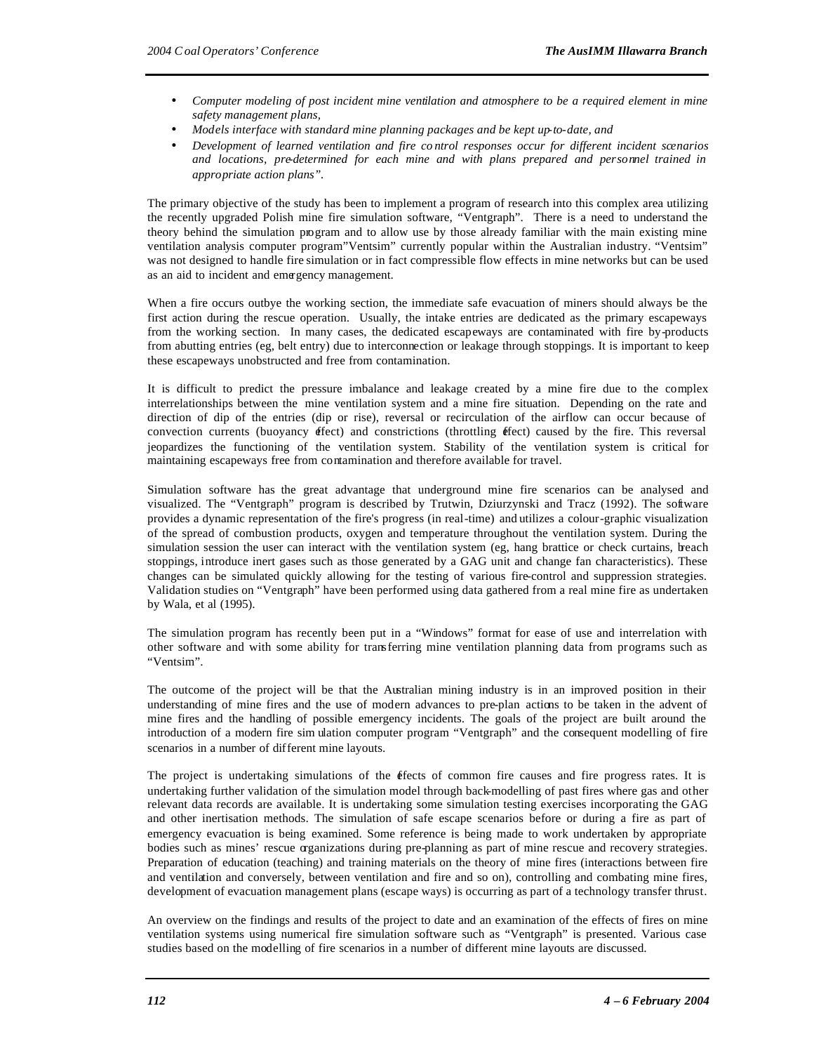- *Computer modeling of post incident mine ventilation and atmosphere to be a required element in mine safety management plans,*
- *Models interface with standard mine planning packages and be kept up-to-date, and*
- *Development of learned ventilation and fire control responses occur for different incident scenarios and locations, pre-determined for each mine and with plans prepared and personnel trained in appropriate action plans".*

The primary objective of the study has been to implement a program of research into this complex area utilizing the recently upgraded Polish mine fire simulation software, "Ventgraph". There is a need to understand the theory behind the simulation program and to allow use by those already familiar with the main existing mine ventilation analysis computer program"Ventsim" currently popular within the Australian industry. "Ventsim" was not designed to handle fire simulation or in fact compressible flow effects in mine networks but can be used as an aid to incident and emergency management.

When a fire occurs outbye the working section, the immediate safe evacuation of miners should always be the first action during the rescue operation. Usually, the intake entries are dedicated as the primary escapeways from the working section. In many cases, the dedicated escapeways are contaminated with fire by-products from abutting entries (eg, belt entry) due to interconnection or leakage through stoppings. It is important to keep these escapeways unobstructed and free from contamination.

It is difficult to predict the pressure imbalance and leakage created by a mine fire due to the complex interrelationships between the mine ventilation system and a mine fire situation. Depending on the rate and direction of dip of the entries (dip or rise), reversal or recirculation of the airflow can occur because of convection currents (buoyancy effect) and constrictions (throttling effect) caused by the fire. This reversal jeopardizes the functioning of the ventilation system. Stability of the ventilation system is critical for maintaining escapeways free from contamination and therefore available for travel.

Simulation software has the great advantage that underground mine fire scenarios can be analysed and visualized. The "Ventgraph" program is described by Trutwin, Dziurzynski and Tracz (1992). The software provides a dynamic representation of the fire's progress (in real-time) and utilizes a colour-graphic visualization of the spread of combustion products, oxygen and temperature throughout the ventilation system. During the simulation session the user can interact with the ventilation system (eg, hang brattice or check curtains, breach stoppings, introduce inert gases such as those generated by a GAG unit and change fan characteristics). These changes can be simulated quickly allowing for the testing of various fire-control and suppression strategies. Validation studies on "Ventgraph" have been performed using data gathered from a real mine fire as undertaken by Wala, et al (1995).

The simulation program has recently been put in a "Windows" format for ease of use and interrelation with other software and with some ability for transferring mine ventilation planning data from programs such as "Ventsim".

The outcome of the project will be that the Australian mining industry is in an improved position in their understanding of mine fires and the use of modern advances to pre-plan actions to be taken in the advent of mine fires and the handling of possible emergency incidents. The goals of the project are built around the introduction of a modern fire simulation computer program "Ventgraph" and the consequent modelling of fire scenarios in a number of different mine layouts.

The project is undertaking simulations of the effects of common fire causes and fire progress rates. It is undertaking further validation of the simulation model through back-modelling of past fires where gas and other relevant data records are available. It is undertaking some simulation testing exercises incorporating the GAG and other inertisation methods. The simulation of safe escape scenarios before or during a fire as part of emergency evacuation is being examined. Some reference is being made to work undertaken by appropriate bodies such as mines' rescue organizations during pre-planning as part of mine rescue and recovery strategies. Preparation of education (teaching) and training materials on the theory of mine fires (interactions between fire and ventilation and conversely, between ventilation and fire and so on), controlling and combating mine fires, development of evacuation management plans (escape ways) is occurring as part of a technology transfer thrust.

An overview on the findings and results of the project to date and an examination of the effects of fires on mine ventilation systems using numerical fire simulation software such as "Ventgraph" is presented. Various case studies based on the modelling of fire scenarios in a number of different mine layouts are discussed.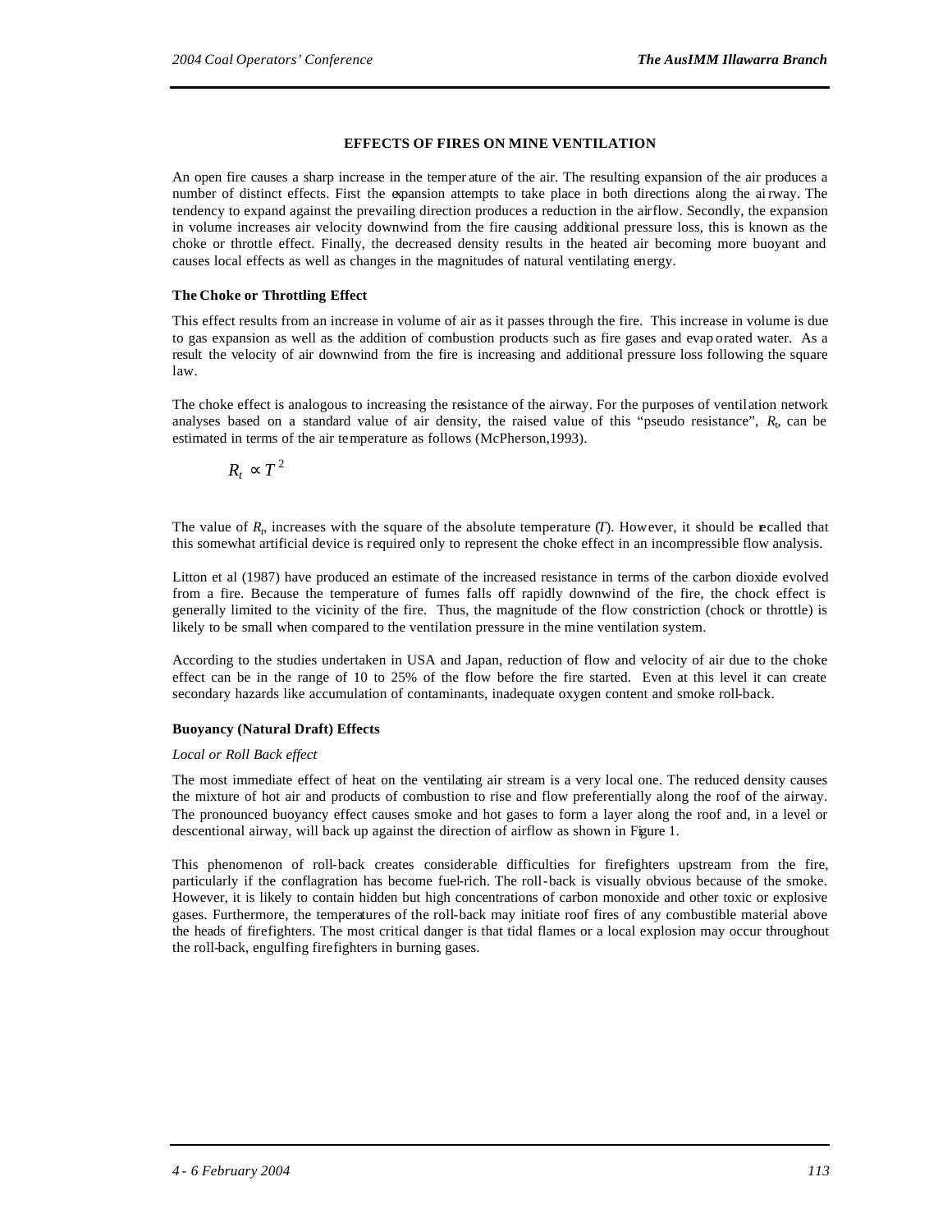## EFFECTS OF FIRES ON MINE VENTILATION

An open fire causes a sharp increase in the temperature of the air. The resulting expansion of the air produces a number of distinct effects. First the expansion attempts to take place in both directions along the airway. The tendency to expand against the prevailing direction produces a reduction in the airflow. Secondly, the expansion in volume increases air velocity downwind from the fire causing additional pressure loss, this is known as the choke or throttle effect. Finally, the decreased density results in the heated air becoming more buoyant and causes local effects as well as changes in the magnitudes of natural ventilating energy.

### The Choke or Throttling Effect

This effect results from an increase in volume of air as it passes through the fire. This increase in volume is due to gas expansion as well as the addition of combustion products such as fire gases and evaporated water. As a result the velocity of air downwind from the fire is increasing and additional pressure loss following the square law.

The choke effect is analogous to increasing the resistance of the airway. For the purposes of ventilation network analyses based on a standard value of air density, the raised value of this "pseudo resistance", $R_t$, can be estimated in terms of the air temperature as follows (McPherson,1993).

$$R_t \propto T^2$$

The value of $R_t$, increases with the square of the absolute temperature ($T$). However, it should be recalled that this somewhat artificial device is required only to represent the choke effect in an incompressible flow analysis.

Litton et al (1987) have produced an estimate of the increased resistance in terms of the carbon dioxide evolved from a fire. Because the temperature of fumes falls off rapidly downwind of the fire, the chock effect is generally limited to the vicinity of the fire. Thus, the magnitude of the flow constriction (chock or throttle) is likely to be small when compared to the ventilation pressure in the mine ventilation system.

According to the studies undertaken in USA and Japan, reduction of flow and velocity of air due to the choke effect can be in the range of 10 to 25% of the flow before the fire started. Even at this level it can create secondary hazards like accumulation of contaminants, inadequate oxygen content and smoke roll-back.

### Buoyancy (Natural Draft) Effects

*Local or Roll Back effect*

The most immediate effect of heat on the ventilating air stream is a very local one. The reduced density causes the mixture of hot air and products of combustion to rise and flow preferentially along the roof of the airway. The pronounced buoyancy effect causes smoke and hot gases to form a layer along the roof and, in a level or descentional airway, will back up against the direction of airflow as shown in Figure 1.

This phenomenon of roll-back creates considerable difficulties for firefighters upstream from the fire, particularly if the conflagration has become fuel-rich. The roll-back is visually obvious because of the smoke. However, it is likely to contain hidden but high concentrations of carbon monoxide and other toxic or explosive gases. Furthermore, the temperatures of the roll-back may initiate roof fires of any combustible material above the heads of firefighters. The most critical danger is that tidal flames or a local explosion may occur throughout the roll-back, engulfing firefighters in burning gases.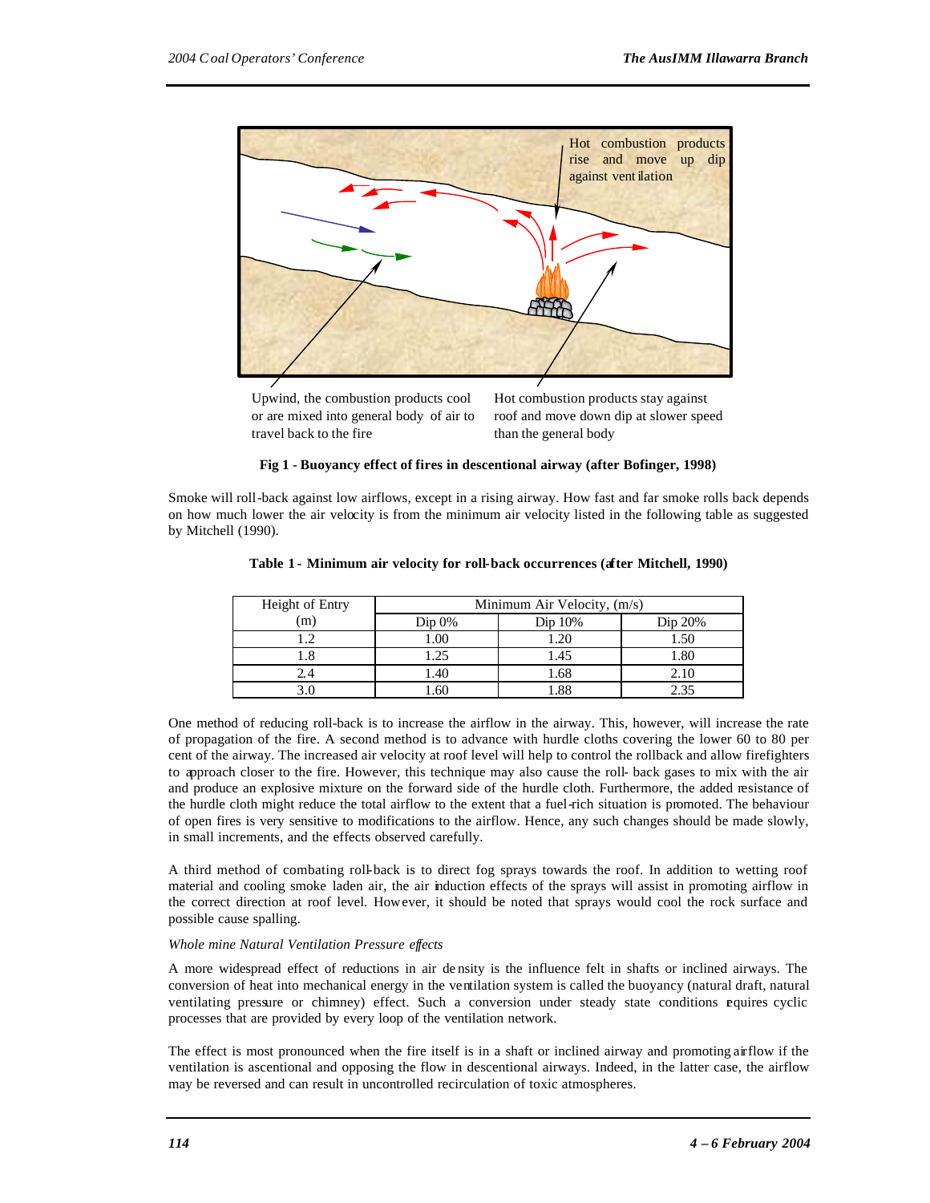Hot combustion products rise and move up dip against ventilation

Upwind, the combustion products cool or are mixed into general body of air to travel back to the fire

Hot combustion products stay against roof and move down dip at slower speed than the general body

**Fig 1 - Buoyancy effect of fires in descentional airway (after Bofinger, 1998)**

Smoke will roll-back against low airflows, except in a rising airway. How fast and far smoke rolls back depends on how much lower the air velocity is from the minimum air velocity listed in the following table as suggested by Mitchell (1990).

**Table 1 - Minimum air velocity for roll-back occurrences (after Mitchell, 1990)**

| Height of Entry (m) | Minimum Air Velocity, (m/s) | | |
|---|---|---|---|
| | Dip 0% | Dip 10% | Dip 20% |
| 1.2 | 1.00 | 1.20 | 1.50 |
| 1.8 | 1.25 | 1.45 | 1.80 |
| 2.4 | 1.40 | 1.68 | 2.10 |
| 3.0 | 1.60 | 1.88 | 2.35 |

One method of reducing roll-back is to increase the airflow in the airway. This, however, will increase the rate of propagation of the fire. A second method is to advance with hurdle cloths covering the lower 60 to 80 per cent of the airway. The increased air velocity at roof level will help to control the rollback and allow firefighters to approach closer to the fire. However, this technique may also cause the roll-back gases to mix with the air and produce an explosive mixture on the forward side of the hurdle cloth. Furthermore, the added resistance of the hurdle cloth might reduce the total airflow to the extent that a fuel-rich situation is promoted. The behaviour of open fires is very sensitive to modifications to the airflow. Hence, any such changes should be made slowly, in small increments, and the effects observed carefully.

A third method of combating roll-back is to direct fog sprays towards the roof. In addition to wetting roof material and cooling smoke laden air, the air induction effects of the sprays will assist in promoting airflow in the correct direction at roof level. However, it should be noted that sprays would cool the rock surface and possible cause spalling.

*Whole mine Natural Ventilation Pressure effects*

A more widespread effect of reductions in air density is the influence felt in shafts or inclined airways. The conversion of heat into mechanical energy in the ventilation system is called the buoyancy (natural draft, natural ventilating pressure or chimney) effect. Such a conversion under steady state conditions requires cyclic processes that are provided by every loop of the ventilation network.

The effect is most pronounced when the fire itself is in a shaft or inclined airway and promoting airflow if the ventilation is ascentional and opposing the flow in descentional airways. Indeed, in the latter case, the airflow may be reversed and can result in uncontrolled recirculation of toxic atmospheres.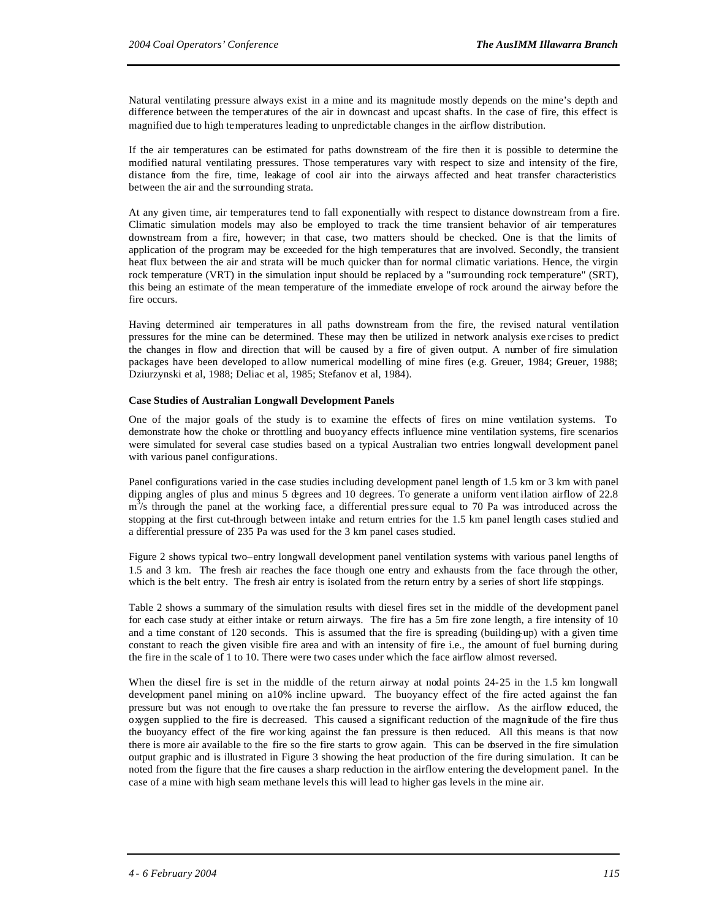Natural ventilating pressure always exist in a mine and its magnitude mostly depends on the mine's depth and difference between the temperatures of the air in downcast and upcast shafts. In the case of fire, this effect is magnified due to high temperatures leading to unpredictable changes in the airflow distribution.

If the air temperatures can be estimated for paths downstream of the fire then it is possible to determine the modified natural ventilating pressures. Those temperatures vary with respect to size and intensity of the fire, distance from the fire, time, leakage of cool air into the airways affected and heat transfer characteristics between the air and the surrounding strata.

At any given time, air temperatures tend to fall exponentially with respect to distance downstream from a fire. Climatic simulation models may also be employed to track the time transient behavior of air temperatures downstream from a fire, however; in that case, two matters should be checked. One is that the limits of application of the program may be exceeded for the high temperatures that are involved. Secondly, the transient heat flux between the air and strata will be much quicker than for normal climatic variations. Hence, the virgin rock temperature (VRT) in the simulation input should be replaced by a "surrounding rock temperature" (SRT), this being an estimate of the mean temperature of the immediate envelope of rock around the airway before the fire occurs.

Having determined air temperatures in all paths downstream from the fire, the revised natural ventilation pressures for the mine can be determined. These may then be utilized in network analysis exercises to predict the changes in flow and direction that will be caused by a fire of given output. A number of fire simulation packages have been developed to allow numerical modelling of mine fires (e.g. Greuer, 1984; Greuer, 1988; Dziurzynski et al, 1988; Deliac et al, 1985; Stefanov et al, 1984).

**Case Studies of Australian Longwall Development Panels**

One of the major goals of the study is to examine the effects of fires on mine ventilation systems. To demonstrate how the choke or throttling and buoyancy effects influence mine ventilation systems, fire scenarios were simulated for several case studies based on a typical Australian two entries longwall development panel with various panel configurations.

Panel configurations varied in the case studies including development panel length of 1.5 km or 3 km with panel dipping angles of plus and minus 5 degrees and 10 degrees. To generate a uniform ventilation airflow of 22.8 $m^3$/s through the panel at the working face, a differential pressure equal to 70 Pa was introduced across the stopping at the first cut-through between intake and return entries for the 1.5 km panel length cases studied and a differential pressure of 235 Pa was used for the 3 km panel cases studied.

Figure 2 shows typical two–entry longwall development panel ventilation systems with various panel lengths of 1.5 and 3 km. The fresh air reaches the face though one entry and exhausts from the face through the other, which is the belt entry. The fresh air entry is isolated from the return entry by a series of short life stoppings.

Table 2 shows a summary of the simulation results with diesel fires set in the middle of the development panel for each case study at either intake or return airways. The fire has a 5m fire zone length, a fire intensity of 10 and a time constant of 120 seconds. This is assumed that the fire is spreading (building-up) with a given time constant to reach the given visible fire area and with an intensity of fire i.e., the amount of fuel burning during the fire in the scale of 1 to 10. There were two cases under which the face airflow almost reversed.

When the diesel fire is set in the middle of the return airway at nodal points 24-25 in the 1.5 km longwall development panel mining on a10% incline upward. The buoyancy effect of the fire acted against the fan pressure but was not enough to overtake the fan pressure to reverse the airflow. As the airflow reduced, the oxygen supplied to the fire is decreased. This caused a significant reduction of the magnitude of the fire thus the buoyancy effect of the fire working against the fan pressure is then reduced. All this means is that now there is more air available to the fire so the fire starts to grow again. This can be observed in the fire simulation output graphic and is illustrated in Figure 3 showing the heat production of the fire during simulation. It can be noted from the figure that the fire causes a sharp reduction in the airflow entering the development panel. In the case of a mine with high seam methane levels this will lead to higher gas levels in the mine air.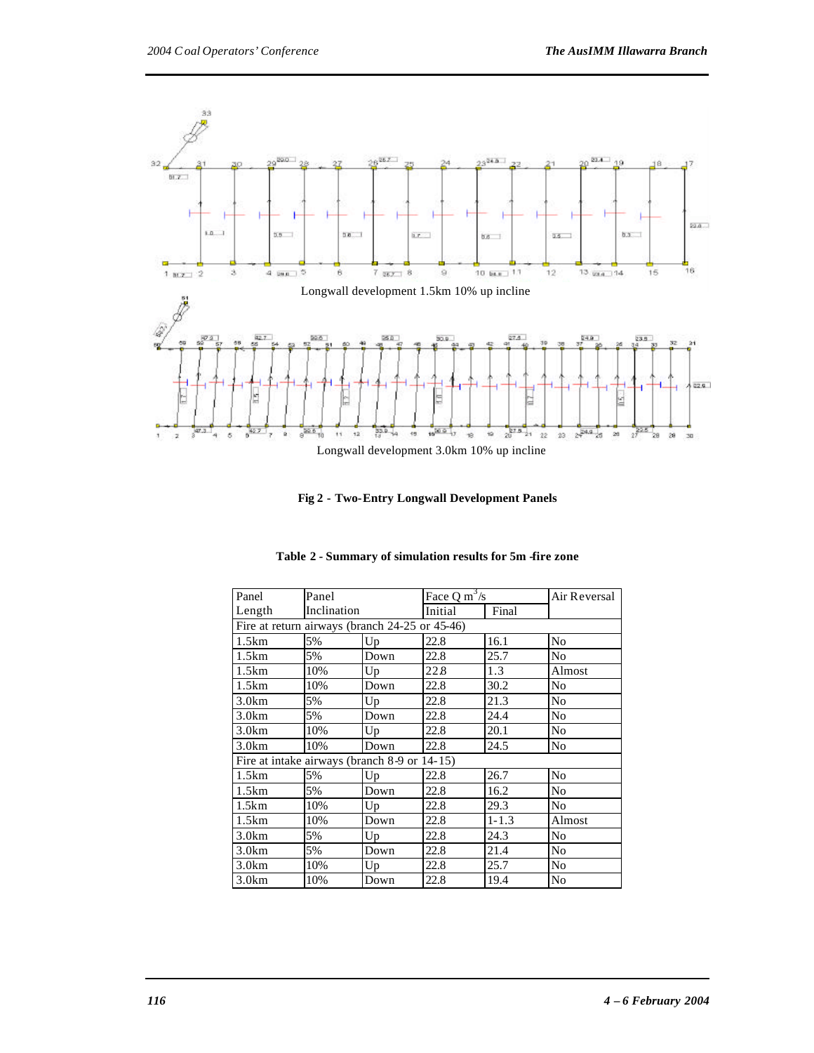Longwall development 1.5km 10% up incline

Longwall development 3.0km 10% up incline

**Fig 2 - Two-Entry Longwall Development Panels**

**Table 2 - Summary of simulation results for 5m -fire zone**

| Panel Length | Panel Inclination | | Face Q $m^3/s$ Initial | Final | Air Reversal |
|---|---|---|---|---|---|
| Fire at return airways (branch 24-25 or 45-46) | | | | | |
| 1.5km | 5% | Up | 22.8 | 16.1 | No |
| 1.5km | 5% | Down | 22.8 | 25.7 | No |
| 1.5km | 10% | Up | 22.8 | 1.3 | Almost |
| 1.5km | 10% | Down | 22.8 | 30.2 | No |
| 3.0km | 5% | Up | 22.8 | 21.3 | No |
| 3.0km | 5% | Down | 22.8 | 24.4 | No |
| 3.0km | 10% | Up | 22.8 | 20.1 | No |
| 3.0km | 10% | Down | 22.8 | 24.5 | No |
| Fire at intake airways (branch 8-9 or 14-15) | | | | | |
| 1.5km | 5% | Up | 22.8 | 26.7 | No |
| 1.5km | 5% | Down | 22.8 | 16.2 | No |
| 1.5km | 10% | Up | 22.8 | 29.3 | No |
| 1.5km | 10% | Down | 22.8 | 1-1.3 | Almost |
| 3.0km | 5% | Up | 22.8 | 24.3 | No |
| 3.0km | 5% | Down | 22.8 | 21.4 | No |
| 3.0km | 10% | Up | 22.8 | 25.7 | No |
| 3.0km | 10% | Down | 22.8 | 19.4 | No |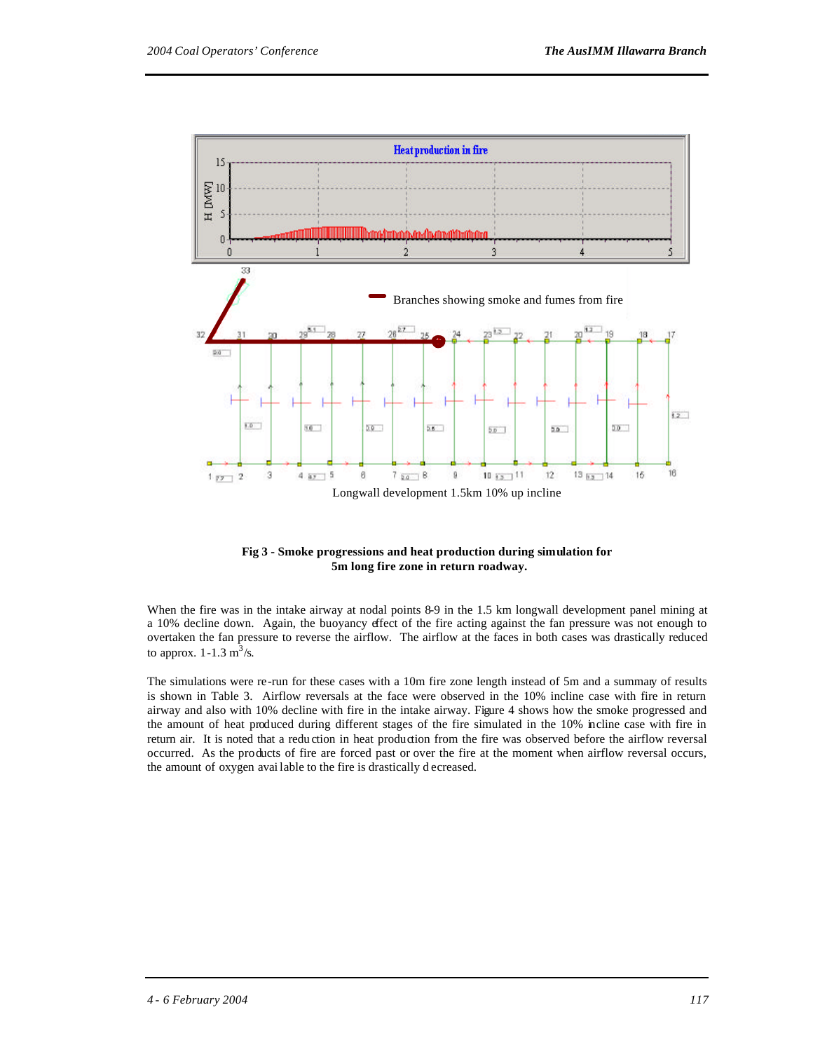**Fig 3 - Smoke progressions and heat production during simulation for 5m long fire zone in return roadway.**

When the fire was in the intake airway at nodal points 8-9 in the 1.5 km longwall development panel mining at a 10% decline down. Again, the buoyancy effect of the fire acting against the fan pressure was not enough to overtaken the fan pressure to reverse the airflow. The airflow at the faces in both cases was drastically reduced to approx. 1-1.3 $m^3/s$.

The simulations were re-run for these cases with a 10m fire zone length instead of 5m and a summary of results is shown in Table 3. Airflow reversals at the face were observed in the 10% incline case with fire in return airway and also with 10% decline with fire in the intake airway. Figure 4 shows how the smoke progressed and the amount of heat produced during different stages of the fire simulated in the 10% incline case with fire in return air. It is noted that a reduction in heat production from the fire was observed before the airflow reversal occurred. As the products of fire are forced past or over the fire at the moment when airflow reversal occurs, the amount of oxygen available to the fire is drastically decreased.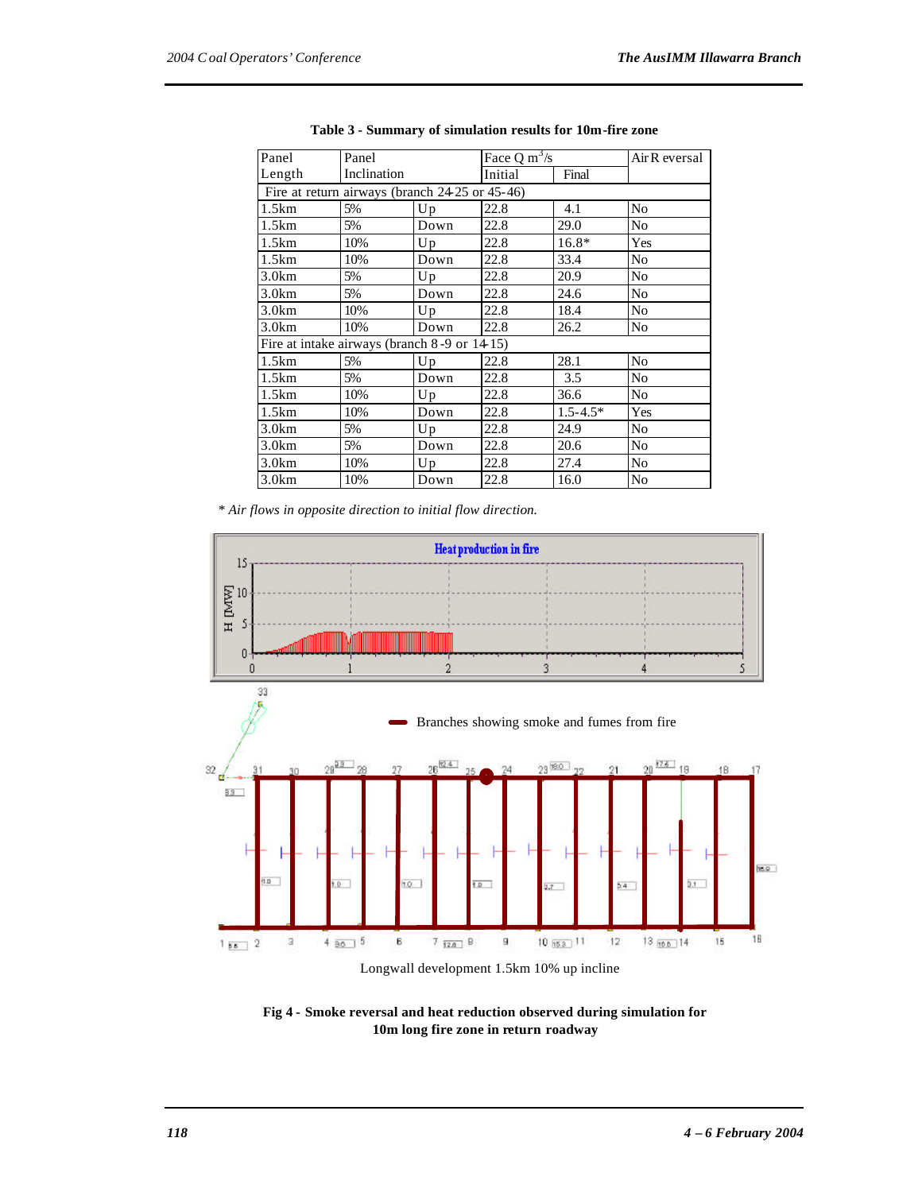**Table 3 - Summary of simulation results for 10m-fire zone**

| Panel Length | Panel Inclination | | Face Q $m^3/s$ | | Air Reversal |
|---|---|---|---|---|---|
| | | | Initial | Final | |
| Fire at return airways (branch 24-25 or 45-46) | | | | | |
| 1.5km | 5% | Up | 22.8 | 4.1 | No |
| 1.5km | 5% | Down | 22.8 | 29.0 | No |
| 1.5km | 10% | Up | 22.8 | 16.8* | Yes |
| 1.5km | 10% | Down | 22.8 | 33.4 | No |
| 3.0km | 5% | Up | 22.8 | 20.9 | No |
| 3.0km | 5% | Down | 22.8 | 24.6 | No |
| 3.0km | 10% | Up | 22.8 | 18.4 | No |
| 3.0km | 10% | Down | 22.8 | 26.2 | No |
| Fire at intake airways (branch 8-9 or 14-15) | | | | | |
| 1.5km | 5% | Up | 22.8 | 28.1 | No |
| 1.5km | 5% | Down | 22.8 | 3.5 | No |
| 1.5km | 10% | Up | 22.8 | 36.6 | No |
| 1.5km | 10% | Down | 22.8 | 1.5-4.5* | Yes |
| 3.0km | 5% | Up | 22.8 | 24.9 | No |
| 3.0km | 5% | Down | 22.8 | 20.6 | No |
| 3.0km | 10% | Up | 22.8 | 27.4 | No |
| 3.0km | 10% | Down | 22.8 | 16.0 | No |

*\* Air flows in opposite direction to initial flow direction.*

Longwall development 1.5km 10% up incline

**Fig 4 - Smoke reversal and heat reduction observed during simulation for 10m long fire zone in return roadway**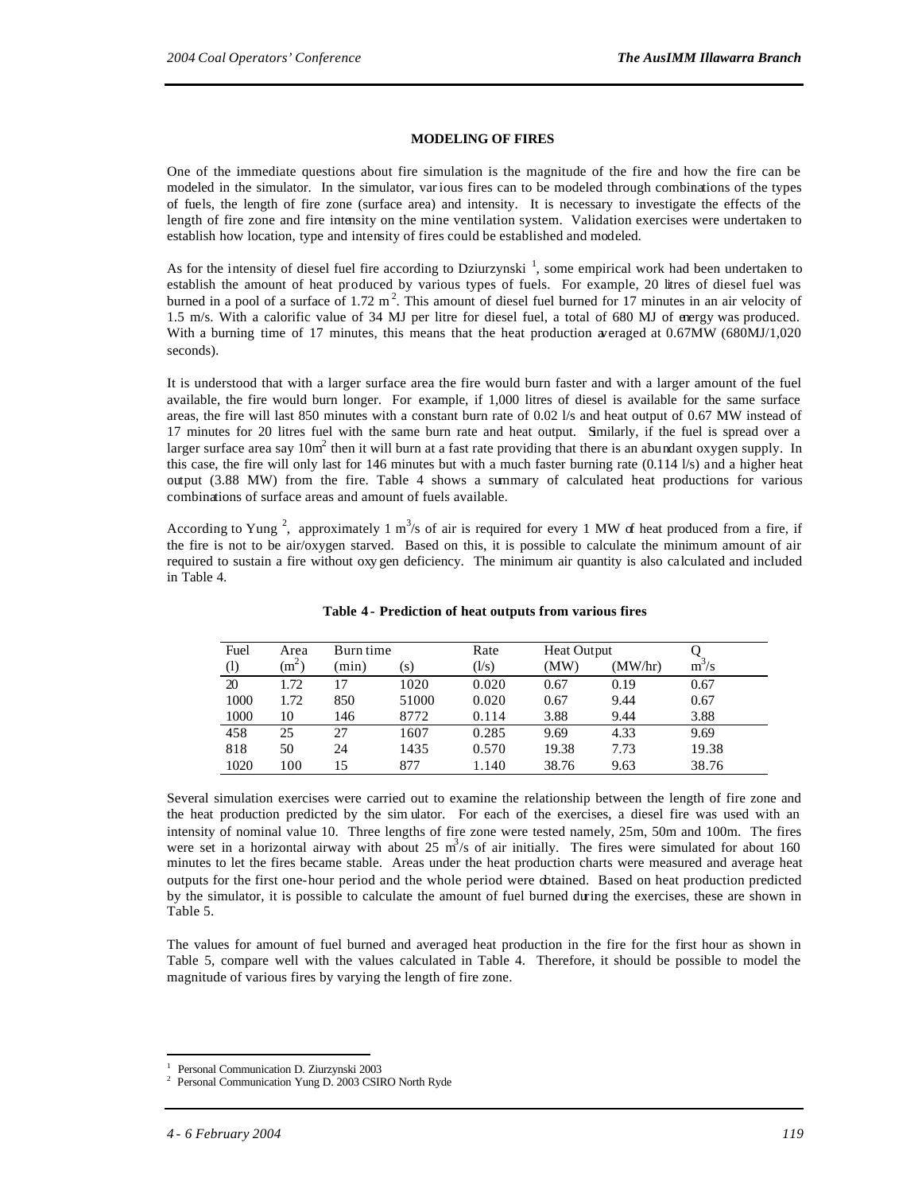### MODELING OF FIRES

One of the immediate questions about fire simulation is the magnitude of the fire and how the fire can be modeled in the simulator. In the simulator, various fires can to be modeled through combinations of the types of fuels, the length of fire zone (surface area) and intensity. It is necessary to investigate the effects of the length of fire zone and fire intensity on the mine ventilation system. Validation exercises were undertaken to establish how location, type and intensity of fires could be established and modeled.

As for the intensity of diesel fuel fire according to Dziurzynski [1], some empirical work had been undertaken to establish the amount of heat produced by various types of fuels. For example, 20 litres of diesel fuel was burned in a pool of a surface of 1.72 $m^2$. This amount of diesel fuel burned for 17 minutes in an air velocity of 1.5 m/s. With a calorific value of 34 MJ per litre for diesel fuel, a total of 680 MJ of energy was produced. With a burning time of 17 minutes, this means that the heat production averaged at 0.67MW (680MJ/1,020 seconds).

It is understood that with a larger surface area the fire would burn faster and with a larger amount of the fuel available, the fire would burn longer. For example, if 1,000 litres of diesel is available for the same surface areas, the fire will last 850 minutes with a constant burn rate of 0.02 l/s and heat output of 0.67 MW instead of 17 minutes for 20 litres fuel with the same burn rate and heat output. Similarly, if the fuel is spread over a larger surface area say 10$m^2$ then it will burn at a fast rate providing that there is an abundant oxygen supply. In this case, the fire will only last for 146 minutes but with a much faster burning rate (0.114 l/s) and a higher heat output (3.88 MW) from the fire. Table 4 shows a summary of calculated heat productions for various combinations of surface areas and amount of fuels available.

According to Yung [2], approximately 1 $m^3$/s of air is required for every 1 MW of heat produced from a fire, if the fire is not to be air/oxygen starved. Based on this, it is possible to calculate the minimum amount of air required to sustain a fire without oxygen deficiency. The minimum air quantity is also calculated and included in Table 4.

**Table 4 - Prediction of heat outputs from various fires**

| Fuel | Area | Burn time | | Rate | Heat Output | | Q |
|---|---|---|---|---|---|---|---|
| (l) | ($m^2$) | (min) | (s) | (l/s) | (MW) | (MW/hr) | $m^3$/s |
| 20 | 1.72 | 17 | 1020 | 0.020 | 0.67 | 0.19 | 0.67 |
| 1000 | 1.72 | 850 | 51000 | 0.020 | 0.67 | 9.44 | 0.67 |
| 1000 | 10 | 146 | 8772 | 0.114 | 3.88 | 9.44 | 3.88 |
| 458 | 25 | 27 | 1607 | 0.285 | 9.69 | 4.33 | 9.69 |
| 818 | 50 | 24 | 1435 | 0.570 | 19.38 | 7.73 | 19.38 |
| 1020 | 100 | 15 | 877 | 1.140 | 38.76 | 9.63 | 38.76 |

Several simulation exercises were carried out to examine the relationship between the length of fire zone and the heat production predicted by the simulator. For each of the exercises, a diesel fire was used with an intensity of nominal value 10. Three lengths of fire zone were tested namely, 25m, 50m and 100m. The fires were set in a horizontal airway with about 25 $m^3$/s of air initially. The fires were simulated for about 160 minutes to let the fires became stable. Areas under the heat production charts were measured and average heat outputs for the first one-hour period and the whole period were obtained. Based on heat production predicted by the simulator, it is possible to calculate the amount of fuel burned during the exercises, these are shown in Table 5.

The values for amount of fuel burned and averaged heat production in the fire for the first hour as shown in Table 5, compare well with the values calculated in Table 4. Therefore, it should be possible to model the magnitude of various fires by varying the length of fire zone.

---

[1] Personal Communication D. Ziurzynski 2003

[2] Personal Communication Yung D. 2003 CSIRO North Ryde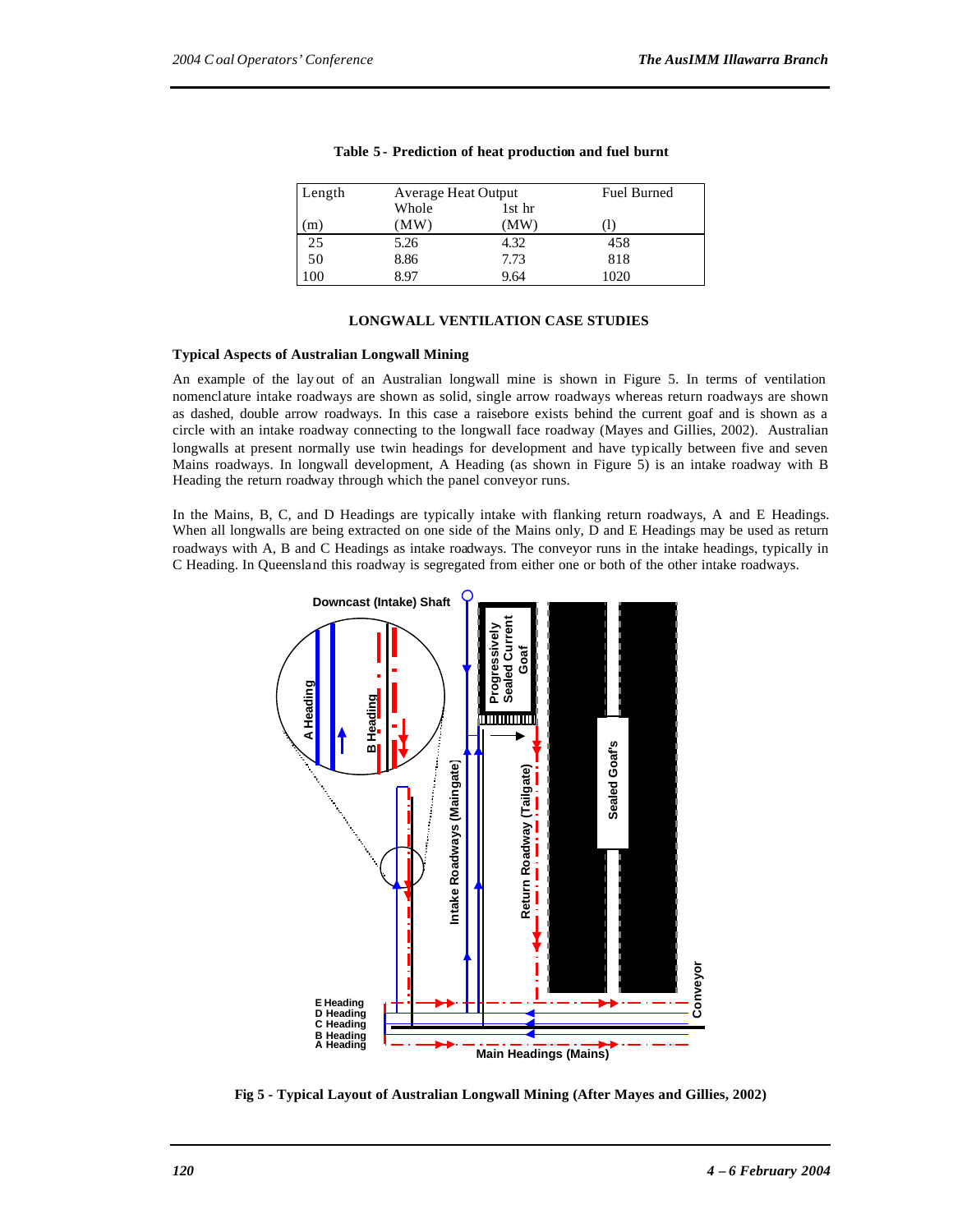**Table 5 - Prediction of heat production and fuel burnt**

| Length | Average Heat Output | | Fuel Burned |
|---|---|---|---|
| | Whole | 1st hr | |
| (m) | (MW) | (MW) | (l) |
| 25 | 5.26 | 4.32 | 458 |
| 50 | 8.86 | 7.73 | 818 |
| 100 | 8.97 | 9.64 | 1020 |

## LONGWALL VENTILATION CASE STUDIES

### Typical Aspects of Australian Longwall Mining

An example of the layout of an Australian longwall mine is shown in Figure 5. In terms of ventilation nomenclature intake roadways are shown as solid, single arrow roadways whereas return roadways are shown as dashed, double arrow roadways. In this case a raisebore exists behind the current goaf and is shown as a circle with an intake roadway connecting to the longwall face roadway (Mayes and Gillies, 2002). Australian longwalls at present normally use twin headings for development and have typically between five and seven Mains roadways. In longwall development, A Heading (as shown in Figure 5) is an intake roadway with B Heading the return roadway through which the panel conveyor runs.

In the Mains, B, C, and D Headings are typically intake with flanking return roadways, A and E Headings. When all longwalls are being extracted on one side of the Mains only, D and E Headings may be used as return roadways with A, B and C Headings as intake roadways. The conveyor runs in the intake headings, typically in C Heading. In Queensland this roadway is segregated from either one or both of the other intake roadways.

**Fig 5 - Typical Layout of Australian Longwall Mining (After Mayes and Gillies, 2002)**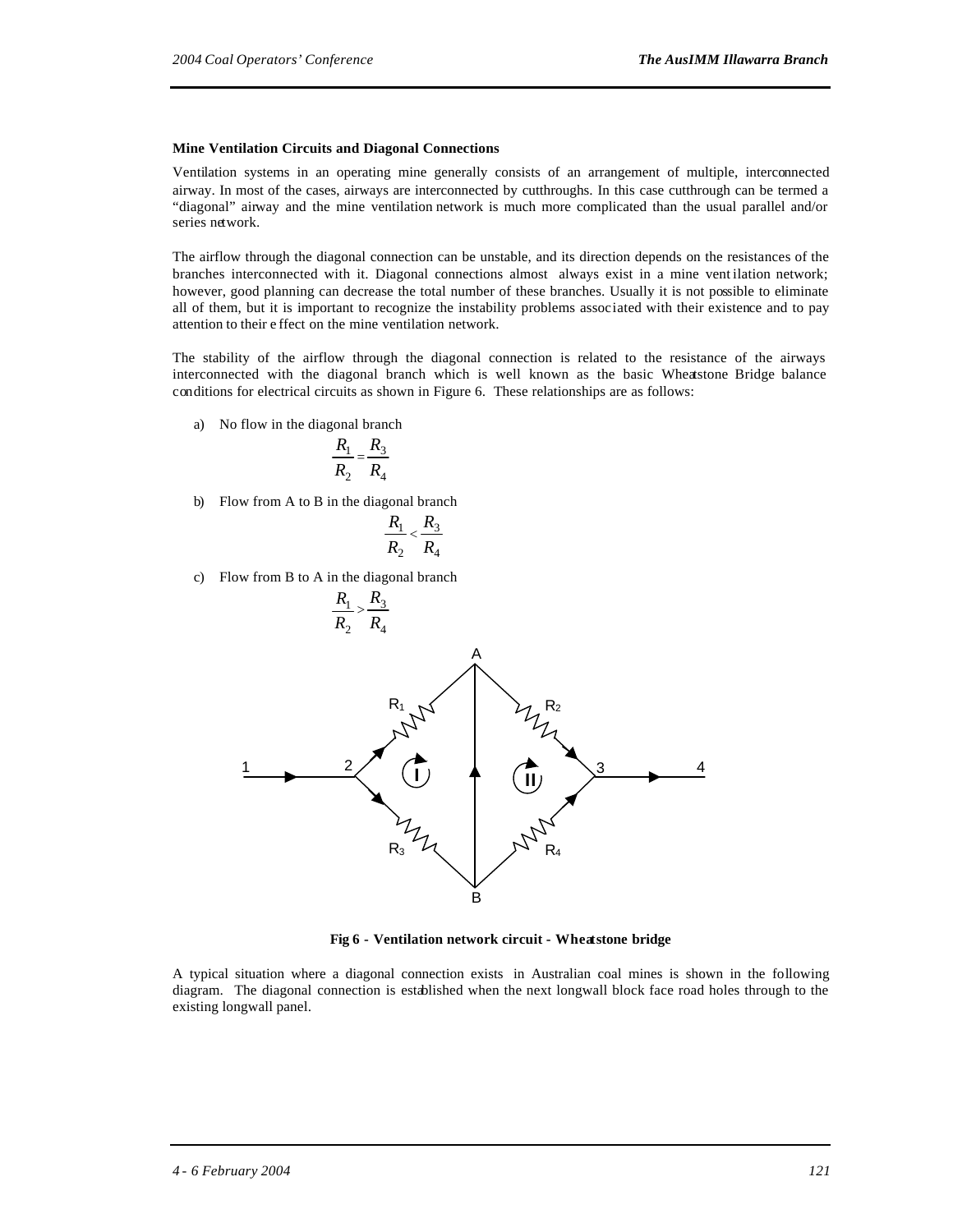### Mine Ventilation Circuits and Diagonal Connections

Ventilation systems in an operating mine generally consists of an arrangement of multiple, interconnected airway. In most of the cases, airways are interconnected by cutthroughs. In this case cutthrough can be termed a "diagonal" airway and the mine ventilation network is much more complicated than the usual parallel and/or series network.

The airflow through the diagonal connection can be unstable, and its direction depends on the resistances of the branches interconnected with it. Diagonal connections almost always exist in a mine ventilation network; however, good planning can decrease the total number of these branches. Usually it is not possible to eliminate all of them, but it is important to recognize the instability problems associated with their existence and to pay attention to their effect on the mine ventilation network.

The stability of the airflow through the diagonal connection is related to the resistance of the airways interconnected with the diagonal branch which is well known as the basic Wheatstone Bridge balance conditions for electrical circuits as shown in Figure 6. These relationships are as follows:

a) No flow in the diagonal branch

$$\frac{R_1}{R_2} = \frac{R_3}{R_4}$$

b) Flow from A to B in the diagonal branch

$$\frac{R_1}{R_2} < \frac{R_3}{R_4}$$

c) Flow from B to A in the diagonal branch

$$\frac{R_1}{R_2} > \frac{R_3}{R_4}$$

**Fig 6 - Ventilation network circuit - Wheatstone bridge**

A typical situation where a diagonal connection exists in Australian coal mines is shown in the following diagram. The diagonal connection is established when the next longwall block face road holes through to the existing longwall panel.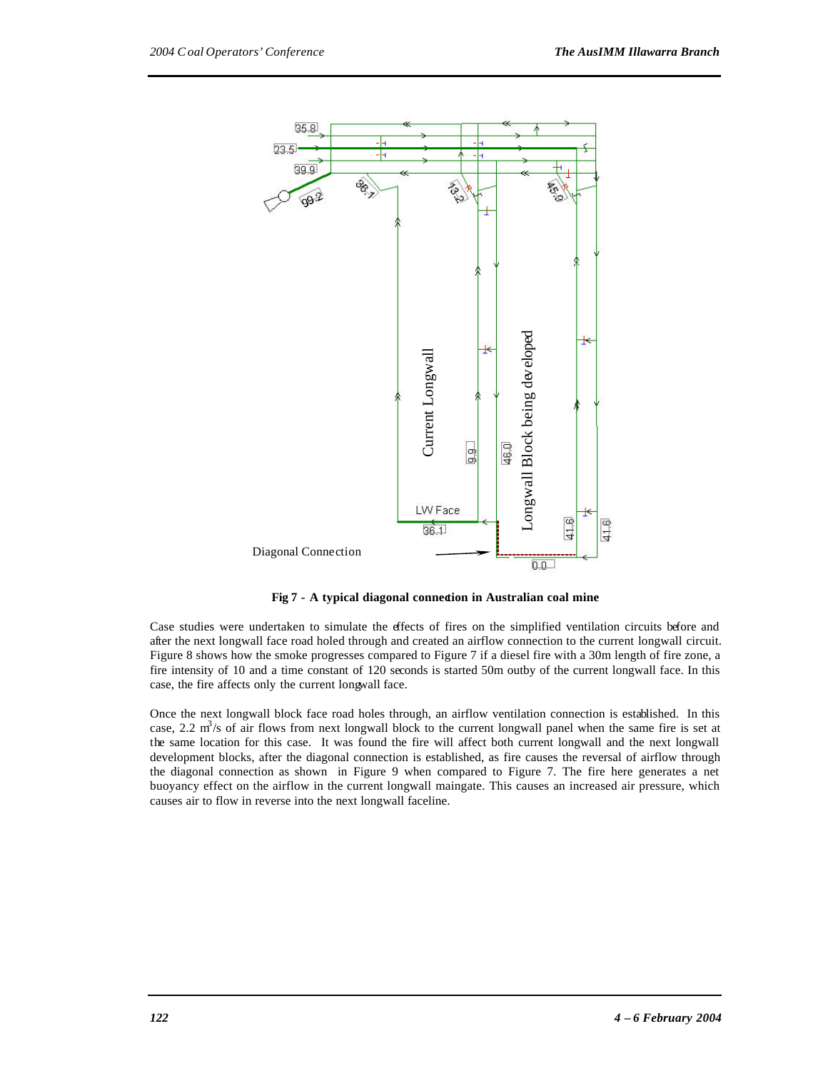Fig 7 - A typical diagonal connection in Australian coal mine

Case studies were undertaken to simulate the effects of fires on the simplified ventilation circuits before and after the next longwall face road holed through and created an airflow connection to the current longwall circuit. Figure 8 shows how the smoke progresses compared to Figure 7 if a diesel fire with a 30m length of fire zone, a fire intensity of 10 and a time constant of 120 seconds is started 50m outby of the current longwall face. In this case, the fire affects only the current longwall face.

Once the next longwall block face road holes through, an airflow ventilation connection is established. In this case, 2.2 $m^3/s$ of air flows from next longwall block to the current longwall panel when the same fire is set at the same location for this case. It was found the fire will affect both current longwall and the next longwall development blocks, after the diagonal connection is established, as fire causes the reversal of airflow through the diagonal connection as shown in Figure 9 when compared to Figure 7. The fire here generates a net buoyancy effect on the airflow in the current longwall maingate. This causes an increased air pressure, which causes air to flow in reverse into the next longwall faceline.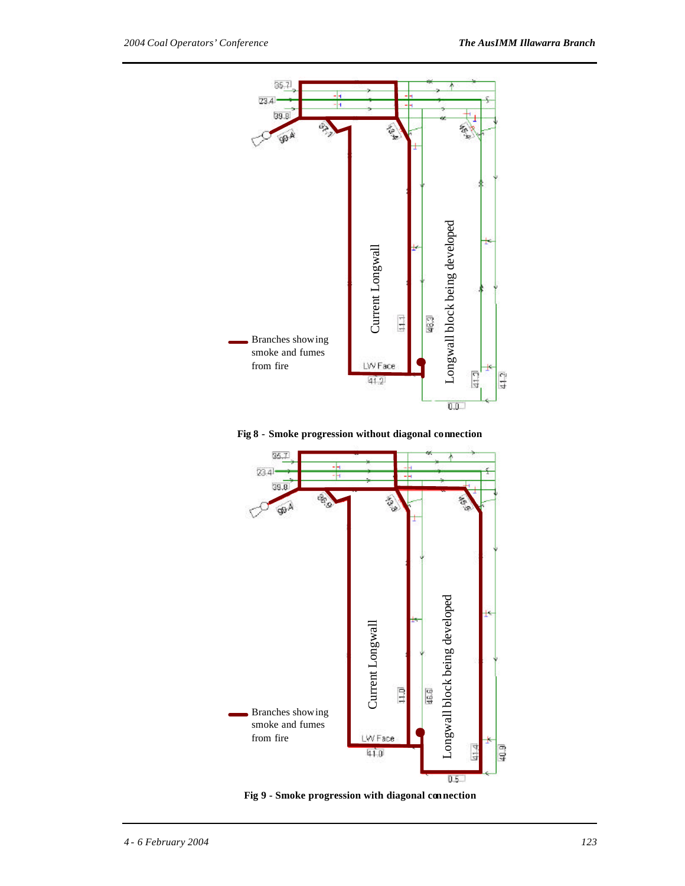Fig 8 - Smoke progression without diagonal connection

Fig 9 - Smoke progression with diagonal connection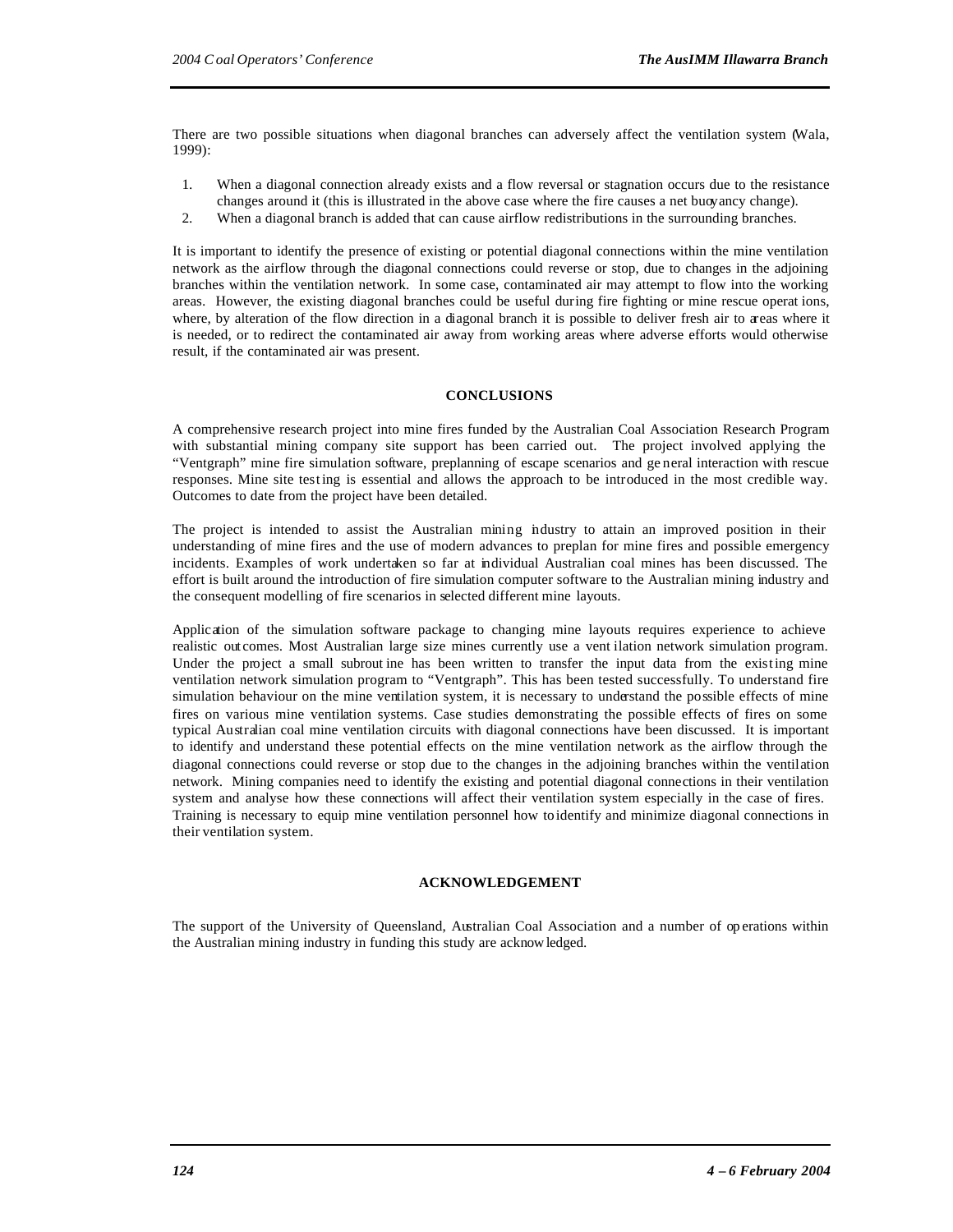There are two possible situations when diagonal branches can adversely affect the ventilation system (Wala, 1999):

1. When a diagonal connection already exists and a flow reversal or stagnation occurs due to the resistance changes around it (this is illustrated in the above case where the fire causes a net buoyancy change).
2. When a diagonal branch is added that can cause airflow redistributions in the surrounding branches.

It is important to identify the presence of existing or potential diagonal connections within the mine ventilation network as the airflow through the diagonal connections could reverse or stop, due to changes in the adjoining branches within the ventilation network. In some case, contaminated air may attempt to flow into the working areas. However, the existing diagonal branches could be useful during fire fighting or mine rescue operations, where, by alteration of the flow direction in a diagonal branch it is possible to deliver fresh air to areas where it is needed, or to redirect the contaminated air away from working areas where adverse efforts would otherwise result, if the contaminated air was present.

## CONCLUSIONS

A comprehensive research project into mine fires funded by the Australian Coal Association Research Program with substantial mining company site support has been carried out. The project involved applying the "Ventgraph" mine fire simulation software, preplanning of escape scenarios and general interaction with rescue responses. Mine site testing is essential and allows the approach to be introduced in the most credible way. Outcomes to date from the project have been detailed.

The project is intended to assist the Australian mining industry to attain an improved position in their understanding of mine fires and the use of modern advances to preplan for mine fires and possible emergency incidents. Examples of work undertaken so far at individual Australian coal mines has been discussed. The effort is built around the introduction of fire simulation computer software to the Australian mining industry and the consequent modelling of fire scenarios in selected different mine layouts.

Application of the simulation software package to changing mine layouts requires experience to achieve realistic outcomes. Most Australian large size mines currently use a ventilation network simulation program. Under the project a small subroutine has been written to transfer the input data from the existing mine ventilation network simulation program to "Ventgraph". This has been tested successfully. To understand fire simulation behaviour on the mine ventilation system, it is necessary to understand the possible effects of mine fires on various mine ventilation systems. Case studies demonstrating the possible effects of fires on some typical Australian coal mine ventilation circuits with diagonal connections have been discussed. It is important to identify and understand these potential effects on the mine ventilation network as the airflow through the diagonal connections could reverse or stop due to the changes in the adjoining branches within the ventilation network. Mining companies need to identify the existing and potential diagonal connections in their ventilation system and analyse how these connections will affect their ventilation system especially in the case of fires. Training is necessary to equip mine ventilation personnel how to identify and minimize diagonal connections in their ventilation system.

## ACKNOWLEDGEMENT

The support of the University of Queensland, Australian Coal Association and a number of operations within the Australian mining industry in funding this study are acknowledged.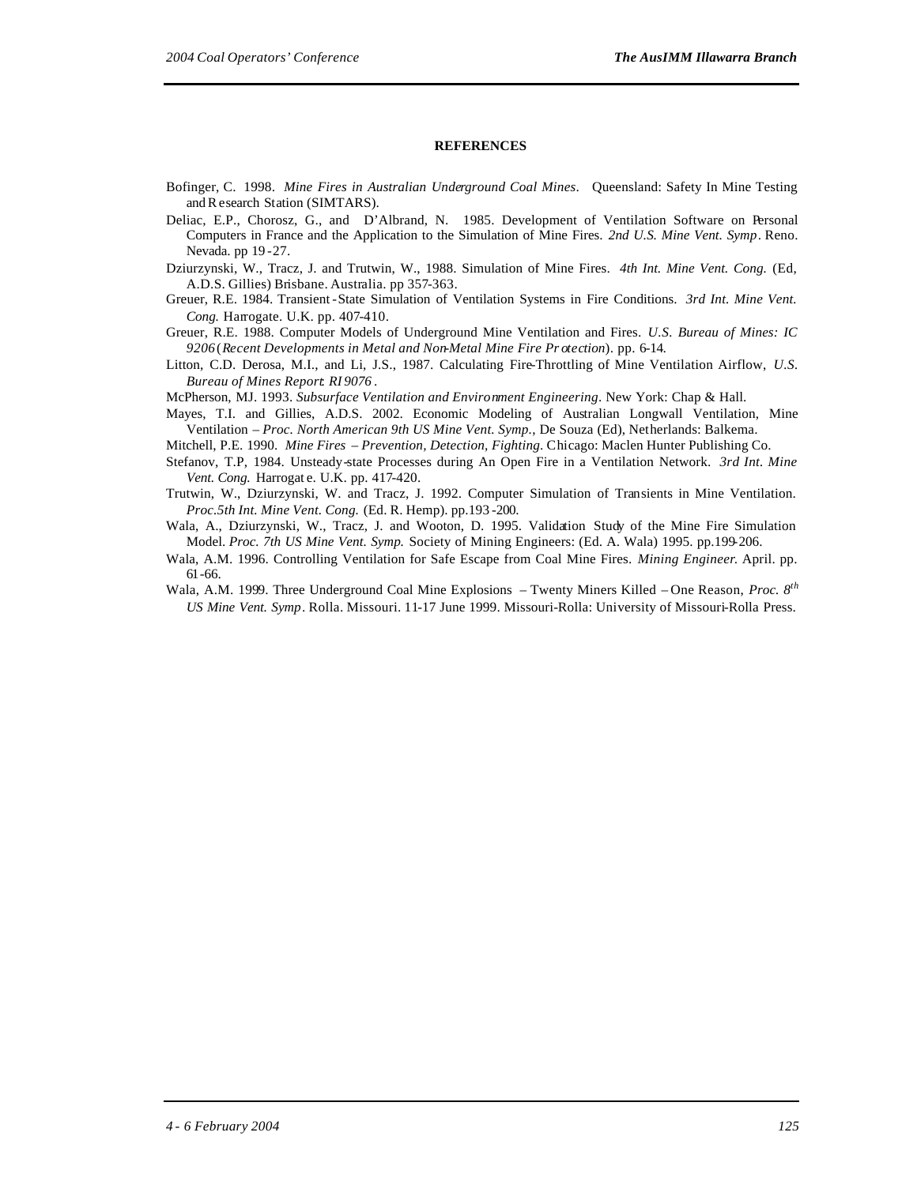**REFERENCES**

Bofinger, C. 1998. *Mine Fires in Australian Underground Coal Mines*. Queensland: Safety In Mine Testing and Research Station (SIMTARS).

Deliac, E.P., Chorosz, G., and D'Albrand, N. 1985. Development of Ventilation Software on Personal Computers in France and the Application to the Simulation of Mine Fires. *2nd U.S. Mine Vent. Symp*. Reno. Nevada. pp 19-27.

Dziurzynski, W., Tracz, J. and Trutwin, W., 1988. Simulation of Mine Fires. *4th Int. Mine Vent. Cong.* (Ed, A.D.S. Gillies) Brisbane. Australia. pp 357-363.

Greuer, R.E. 1984. Transient-State Simulation of Ventilation Systems in Fire Conditions. *3rd Int. Mine Vent. Cong.* Harrogate. U.K. pp. 407-410.

Greuer, R.E. 1988. Computer Models of Underground Mine Ventilation and Fires. *U.S. Bureau of Mines: IC 9206* (*Recent Developments in Metal and Non-Metal Mine Fire Protection*). pp. 6-14.

Litton, C.D. Derosa, M.I., and Li, J.S., 1987. Calculating Fire-Throttling of Mine Ventilation Airflow, *U.S. Bureau of Mines Report: RI 9076*.

McPherson, MJ. 1993. *Subsurface Ventilation and Environment Engineering*. New York: Chap & Hall.

Mayes, T.I. and Gillies, A.D.S. 2002. Economic Modeling of Australian Longwall Ventilation, Mine Ventilation – *Proc. North American 9th US Mine Vent. Symp.*, De Souza (Ed), Netherlands: Balkema.

Mitchell, P.E. 1990. *Mine Fires – Prevention, Detection, Fighting*. Chicago: Maclen Hunter Publishing Co.

Stefanov, T.P, 1984. Unsteady-state Processes during An Open Fire in a Ventilation Network. *3rd Int. Mine Vent. Cong.* Harrogate. U.K. pp. 417-420.

Trutwin, W., Dziurzynski, W. and Tracz, J. 1992. Computer Simulation of Transients in Mine Ventilation. *Proc.5th Int. Mine Vent. Cong.* (Ed. R. Hemp). pp.193-200.

Wala, A., Dziurzynski, W., Tracz, J. and Wooton, D. 1995. Validation Study of the Mine Fire Simulation Model. *Proc. 7th US Mine Vent. Symp.* Society of Mining Engineers: (Ed. A. Wala) 1995. pp.199-206.

Wala, A.M. 1996. Controlling Ventilation for Safe Escape from Coal Mine Fires. *Mining Engineer.* April. pp. 61-66.

Wala, A.M. 1999. Three Underground Coal Mine Explosions – Twenty Miners Killed – One Reason, *Proc. 8th US Mine Vent. Symp*. Rolla. Missouri. 11-17 June 1999. Missouri-Rolla: University of Missouri-Rolla Press.